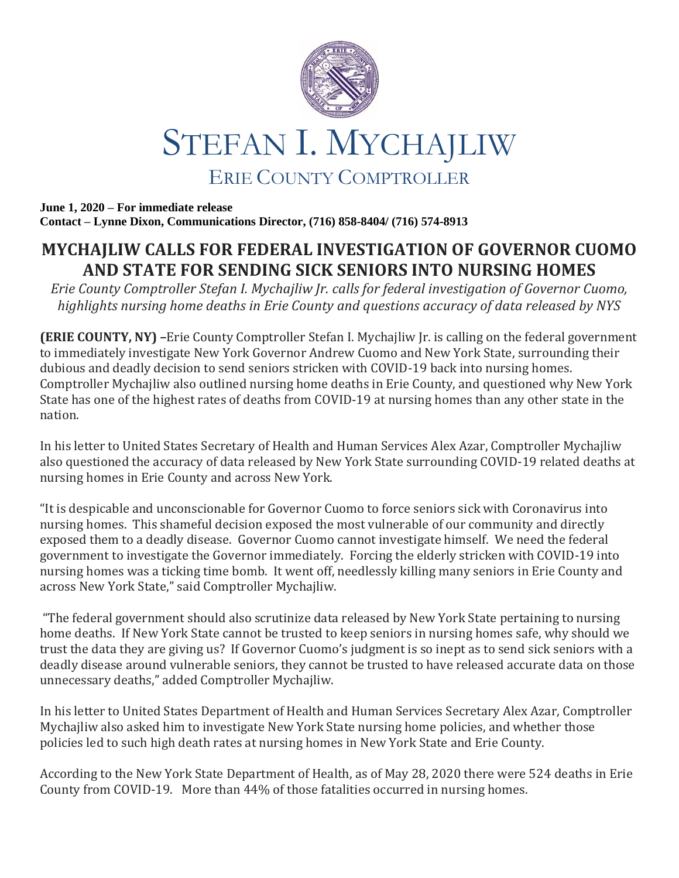# STEFAN I. MYCHAJLIW

## ERIE COUNTY COMPTROLLER

**June 1, 2020 – For immediate release**
**Contact – Lynne Dixon, Communications Director, (716) 858-8404/ (716) 574-8913**

## MYCHAJLIW CALLS FOR FEDERAL INVESTIGATION OF GOVERNOR CUOMO AND STATE FOR SENDING SICK SENIORS INTO NURSING HOMES

*Erie County Comptroller Stefan I. Mychajliw Jr. calls for federal investigation of Governor Cuomo, highlights nursing home deaths in Erie County and questions accuracy of data released by NYS*

**(ERIE COUNTY, NY) –**Erie County Comptroller Stefan I. Mychajliw Jr. is calling on the federal government to immediately investigate New York Governor Andrew Cuomo and New York State, surrounding their dubious and deadly decision to send seniors stricken with COVID-19 back into nursing homes. Comptroller Mychajliw also outlined nursing home deaths in Erie County, and questioned why New York State has one of the highest rates of deaths from COVID-19 at nursing homes than any other state in the nation.

In his letter to United States Secretary of Health and Human Services Alex Azar, Comptroller Mychajliw also questioned the accuracy of data released by New York State surrounding COVID-19 related deaths at nursing homes in Erie County and across New York.

"It is despicable and unconscionable for Governor Cuomo to force seniors sick with Coronavirus into nursing homes. This shameful decision exposed the most vulnerable of our community and directly exposed them to a deadly disease. Governor Cuomo cannot investigate himself. We need the federal government to investigate the Governor immediately. Forcing the elderly stricken with COVID-19 into nursing homes was a ticking time bomb. It went off, needlessly killing many seniors in Erie County and across New York State," said Comptroller Mychajliw.

"The federal government should also scrutinize data released by New York State pertaining to nursing home deaths. If New York State cannot be trusted to keep seniors in nursing homes safe, why should we trust the data they are giving us? If Governor Cuomo's judgment is so inept as to send sick seniors with a deadly disease around vulnerable seniors, they cannot be trusted to have released accurate data on those unnecessary deaths," added Comptroller Mychajliw.

In his letter to United States Department of Health and Human Services Secretary Alex Azar, Comptroller Mychajliw also asked him to investigate New York State nursing home policies, and whether those policies led to such high death rates at nursing homes in New York State and Erie County.

According to the New York State Department of Health, as of May 28, 2020 there were 524 deaths in Erie County from COVID-19. More than 44% of those fatalities occurred in nursing homes.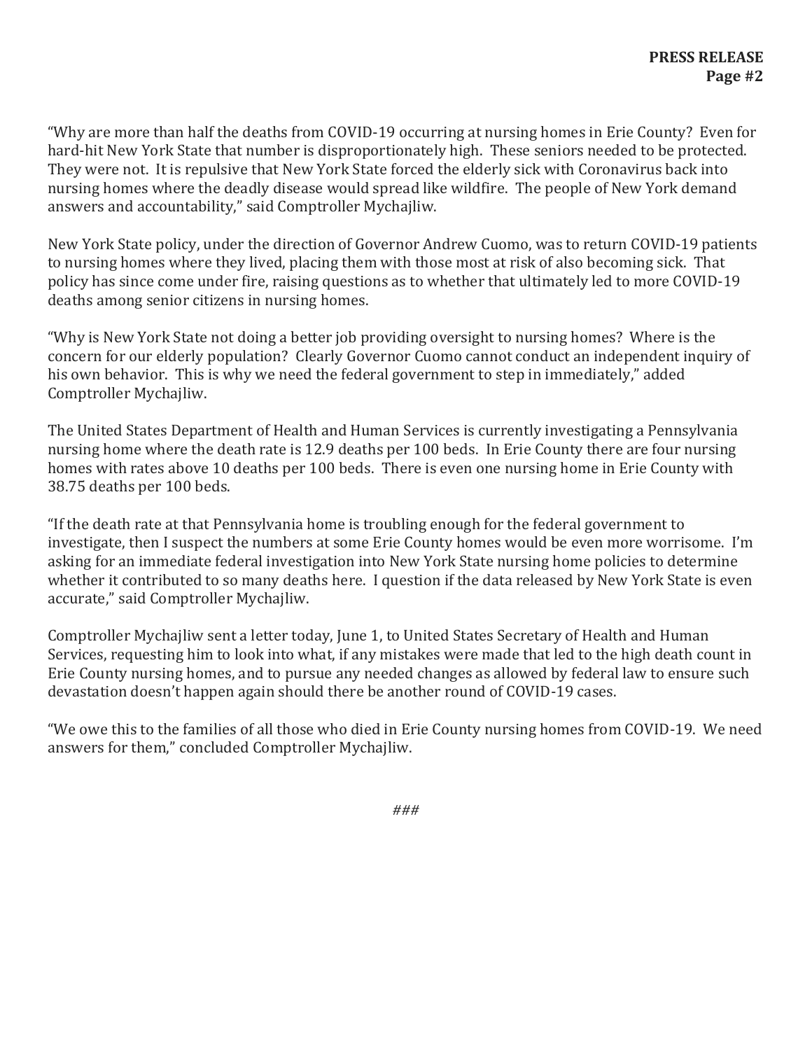"Why are more than half the deaths from COVID-19 occurring at nursing homes in Erie County? Even for hard-hit New York State that number is disproportionately high. These seniors needed to be protected. They were not. It is repulsive that New York State forced the elderly sick with Coronavirus back into nursing homes where the deadly disease would spread like wildfire. The people of New York demand answers and accountability," said Comptroller Mychajliw.

New York State policy, under the direction of Governor Andrew Cuomo, was to return COVID-19 patients to nursing homes where they lived, placing them with those most at risk of also becoming sick. That policy has since come under fire, raising questions as to whether that ultimately led to more COVID-19 deaths among senior citizens in nursing homes.

"Why is New York State not doing a better job providing oversight to nursing homes? Where is the concern for our elderly population? Clearly Governor Cuomo cannot conduct an independent inquiry of his own behavior. This is why we need the federal government to step in immediately," added Comptroller Mychajliw.

The United States Department of Health and Human Services is currently investigating a Pennsylvania nursing home where the death rate is 12.9 deaths per 100 beds. In Erie County there are four nursing homes with rates above 10 deaths per 100 beds. There is even one nursing home in Erie County with 38.75 deaths per 100 beds.

"If the death rate at that Pennsylvania home is troubling enough for the federal government to investigate, then I suspect the numbers at some Erie County homes would be even more worrisome. I'm asking for an immediate federal investigation into New York State nursing home policies to determine whether it contributed to so many deaths here. I question if the data released by New York State is even accurate," said Comptroller Mychajliw.

Comptroller Mychajliw sent a letter today, June 1, to United States Secretary of Health and Human Services, requesting him to look into what, if any mistakes were made that led to the high death count in Erie County nursing homes, and to pursue any needed changes as allowed by federal law to ensure such devastation doesn't happen again should there be another round of COVID-19 cases.

"We owe this to the families of all those who died in Erie County nursing homes from COVID-19. We need answers for them," concluded Comptroller Mychajliw.

###